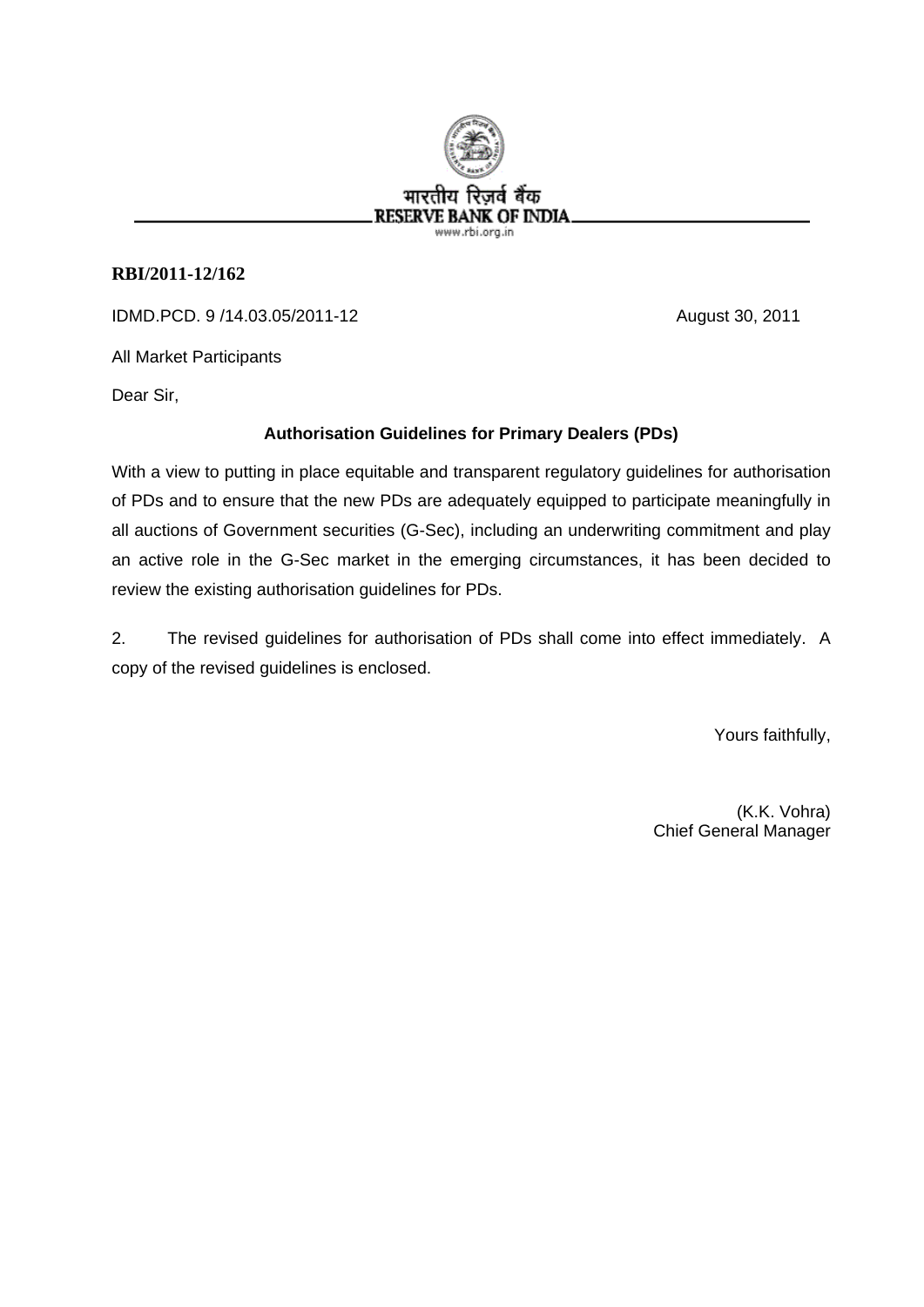भारतीय रिज़र्व बैंक
RESERVE BANK OF INDIA
www.rbi.org.in

**RBI/2011-12/162**

IDMD.PCD. 9 /14.03.05/2011-12 August 30, 2011

All Market Participants

Dear Sir,

**Authorisation Guidelines for Primary Dealers (PDs)**

With a view to putting in place equitable and transparent regulatory guidelines for authorisation of PDs and to ensure that the new PDs are adequately equipped to participate meaningfully in all auctions of Government securities (G-Sec), including an underwriting commitment and play an active role in the G-Sec market in the emerging circumstances, it has been decided to review the existing authorisation guidelines for PDs.

2. The revised guidelines for authorisation of PDs shall come into effect immediately. A copy of the revised guidelines is enclosed.

Yours faithfully,

(K.K. Vohra)
Chief General Manager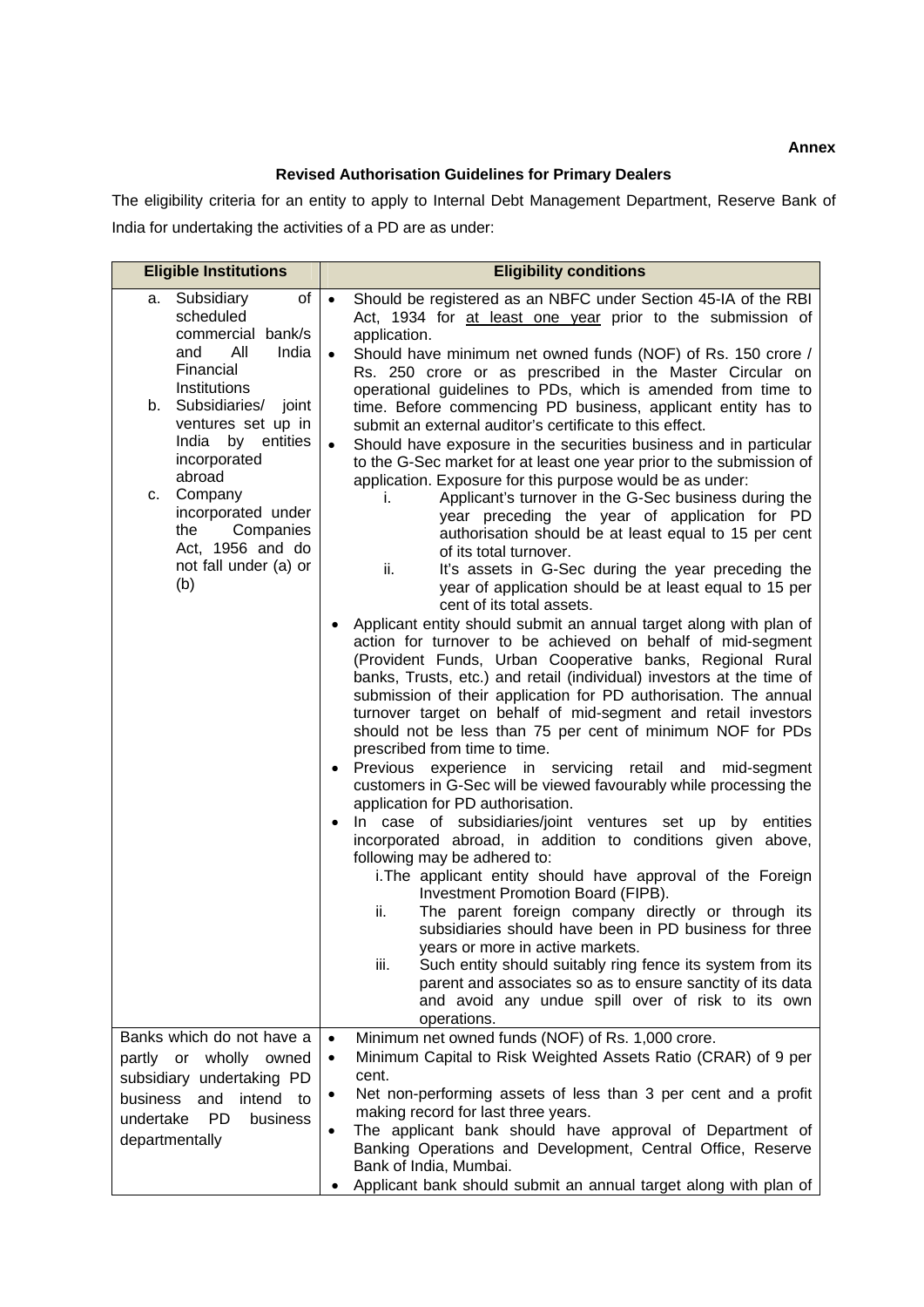**Annex**

**Revised Authorisation Guidelines for Primary Dealers**

The eligibility criteria for an entity to apply to Internal Debt Management Department, Reserve Bank of India for undertaking the activities of a PD are as under:

| Eligible Institutions | Eligibility conditions |
|---|---|
| a. Subsidiary of scheduled commercial bank/s and All India Financial Institutions<br>b. Subsidiaries/ joint ventures set up in India by entities incorporated abroad<br>c. Company incorporated under the Companies Act, 1956 and do not fall under (a) or (b) | • Should be registered as an NBFC under Section 45-IA of the RBI Act, 1934 for <u>at least one year</u> prior to the submission of application.<br>• Should have minimum net owned funds (NOF) of Rs. 150 crore / Rs. 250 crore or as prescribed in the Master Circular on operational guidelines to PDs, which is amended from time to time. Before commencing PD business, applicant entity has to submit an external auditor's certificate to this effect.<br>• Should have exposure in the securities business and in particular to the G-Sec market for at least one year prior to the submission of application. Exposure for this purpose would be as under:<br>i. Applicant's turnover in the G-Sec business during the year preceding the year of application for PD authorisation should be at least equal to 15 per cent of its total turnover.<br>ii. It's assets in G-Sec during the year preceding the year of application should be at least equal to 15 per cent of its total assets.<br>• Applicant entity should submit an annual target along with plan of action for turnover to be achieved on behalf of mid-segment (Provident Funds, Urban Cooperative banks, Regional Rural banks, Trusts, etc.) and retail (individual) investors at the time of submission of their application for PD authorisation. The annual turnover target on behalf of mid-segment and retail investors should not be less than 75 per cent of minimum NOF for PDs prescribed from time to time.<br>• Previous experience in servicing retail and mid-segment customers in G-Sec will be viewed favourably while processing the application for PD authorisation.<br>• In case of subsidiaries/joint ventures set up by entities incorporated abroad, in addition to conditions given above, following may be adhered to:<br>i. The applicant entity should have approval of the Foreign Investment Promotion Board (FIPB).<br>ii. The parent foreign company directly or through its subsidiaries should have been in PD business for three years or more in active markets.<br>iii. Such entity should suitably ring fence its system from its parent and associates so as to ensure sanctity of its data and avoid any undue spill over of risk to its own operations. |
| Banks which do not have a partly or wholly owned subsidiary undertaking PD business and intend to undertake PD business departmentally | • Minimum net owned funds (NOF) of Rs. 1,000 crore.<br>• Minimum Capital to Risk Weighted Assets Ratio (CRAR) of 9 per cent.<br>• Net non-performing assets of less than 3 per cent and a profit making record for last three years.<br>• The applicant bank should have approval of Department of Banking Operations and Development, Central Office, Reserve Bank of India, Mumbai.<br>• Applicant bank should submit an annual target along with plan of |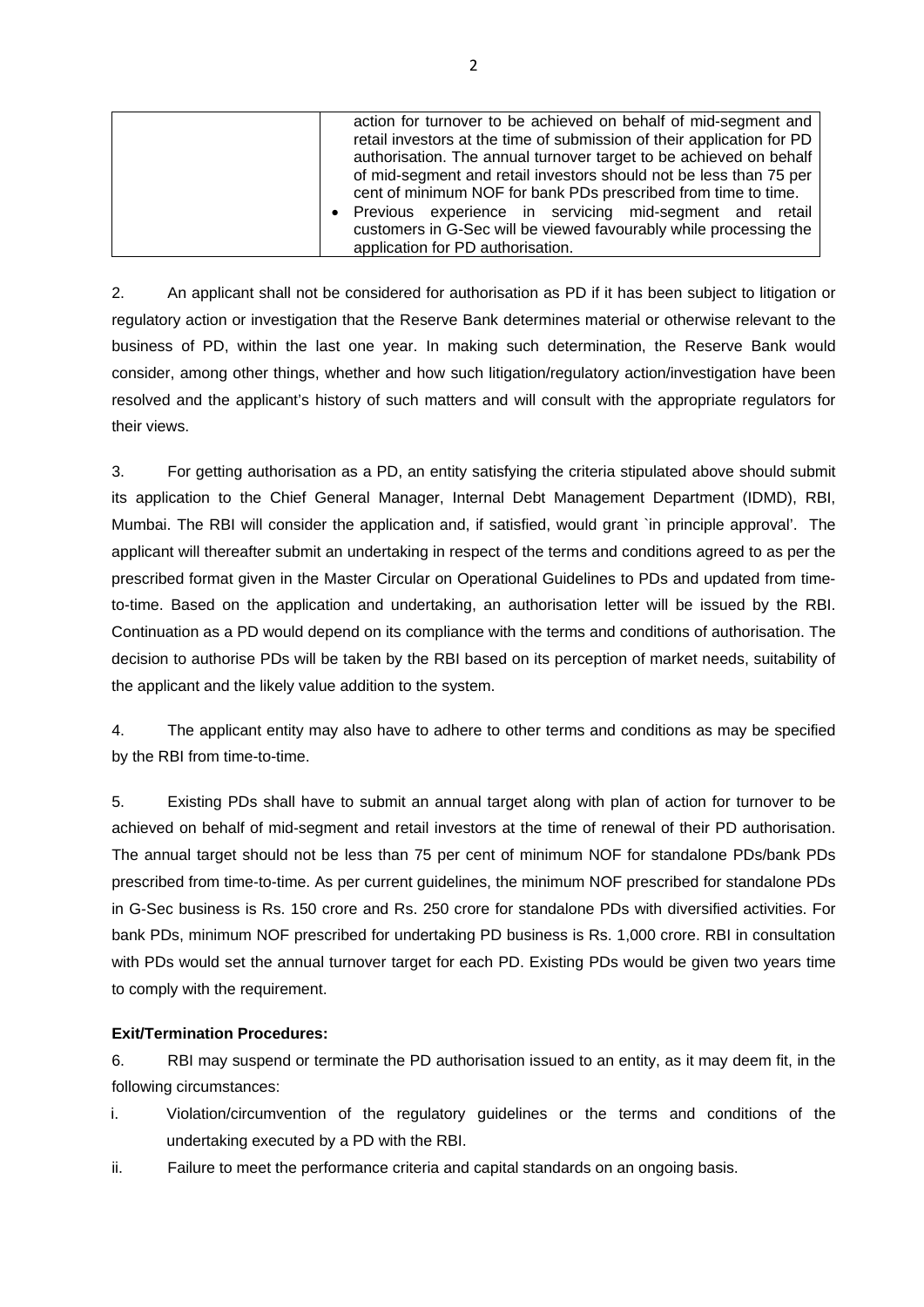|  | action for turnover to be achieved on behalf of mid-segment and retail investors at the time of submission of their application for PD authorisation. The annual turnover target to be achieved on behalf of mid-segment and retail investors should not be less than 75 per cent of minimum NOF for bank PDs prescribed from time to time.<br>• Previous experience in servicing mid-segment and retail customers in G-Sec will be viewed favourably while processing the application for PD authorisation. |
|---|---|

2. An applicant shall not be considered for authorisation as PD if it has been subject to litigation or regulatory action or investigation that the Reserve Bank determines material or otherwise relevant to the business of PD, within the last one year. In making such determination, the Reserve Bank would consider, among other things, whether and how such litigation/regulatory action/investigation have been resolved and the applicant's history of such matters and will consult with the appropriate regulators for their views.

3. For getting authorisation as a PD, an entity satisfying the criteria stipulated above should submit its application to the Chief General Manager, Internal Debt Management Department (IDMD), RBI, Mumbai. The RBI will consider the application and, if satisfied, would grant `in principle approval'. The applicant will thereafter submit an undertaking in respect of the terms and conditions agreed to as per the prescribed format given in the Master Circular on Operational Guidelines to PDs and updated from time-to-time. Based on the application and undertaking, an authorisation letter will be issued by the RBI. Continuation as a PD would depend on its compliance with the terms and conditions of authorisation. The decision to authorise PDs will be taken by the RBI based on its perception of market needs, suitability of the applicant and the likely value addition to the system.

4. The applicant entity may also have to adhere to other terms and conditions as may be specified by the RBI from time-to-time.

5. Existing PDs shall have to submit an annual target along with plan of action for turnover to be achieved on behalf of mid-segment and retail investors at the time of renewal of their PD authorisation. The annual target should not be less than 75 per cent of minimum NOF for standalone PDs/bank PDs prescribed from time-to-time. As per current guidelines, the minimum NOF prescribed for standalone PDs in G-Sec business is Rs. 150 crore and Rs. 250 crore for standalone PDs with diversified activities. For bank PDs, minimum NOF prescribed for undertaking PD business is Rs. 1,000 crore. RBI in consultation with PDs would set the annual turnover target for each PD. Existing PDs would be given two years time to comply with the requirement.

**Exit/Termination Procedures:**

6. RBI may suspend or terminate the PD authorisation issued to an entity, as it may deem fit, in the following circumstances:

i. Violation/circumvention of the regulatory guidelines or the terms and conditions of the undertaking executed by a PD with the RBI.

ii. Failure to meet the performance criteria and capital standards on an ongoing basis.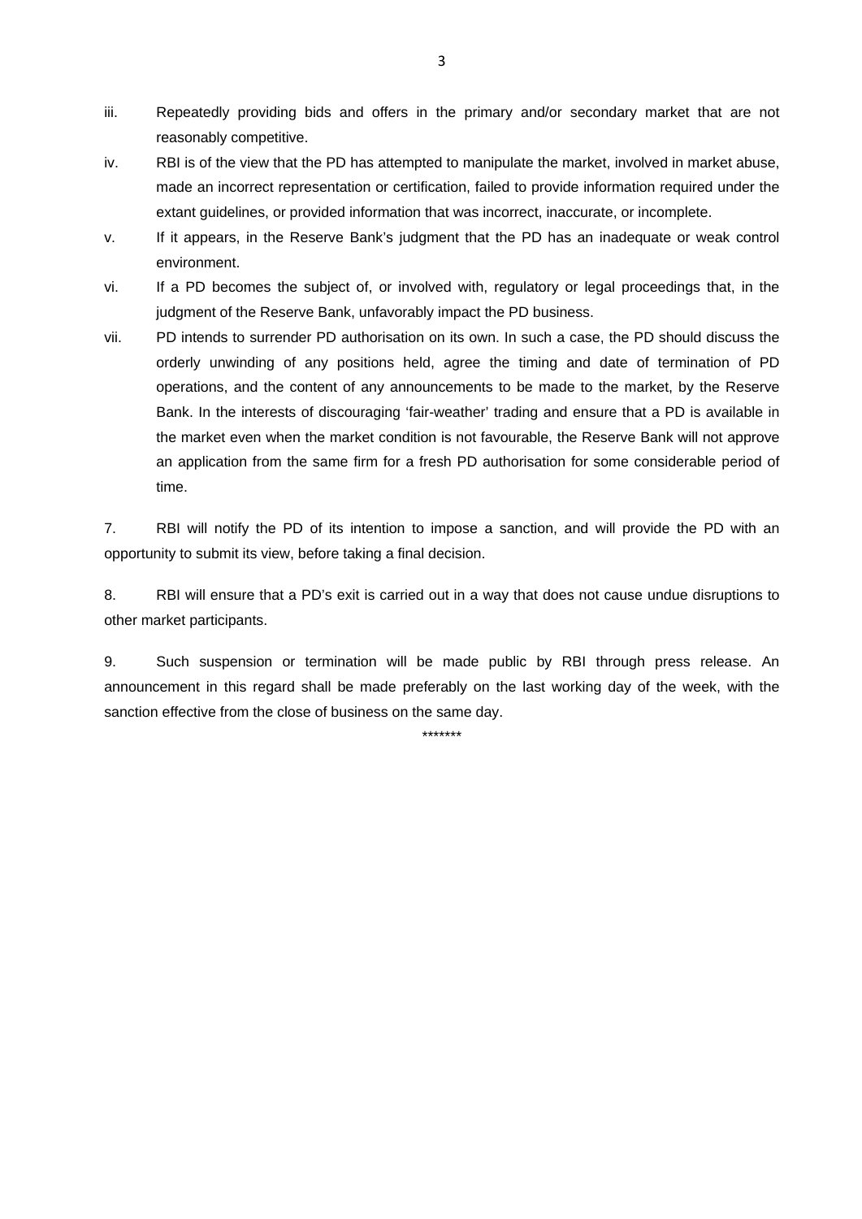iii. Repeatedly providing bids and offers in the primary and/or secondary market that are not reasonably competitive.

iv. RBI is of the view that the PD has attempted to manipulate the market, involved in market abuse, made an incorrect representation or certification, failed to provide information required under the extant guidelines, or provided information that was incorrect, inaccurate, or incomplete.

v. If it appears, in the Reserve Bank's judgment that the PD has an inadequate or weak control environment.

vi. If a PD becomes the subject of, or involved with, regulatory or legal proceedings that, in the judgment of the Reserve Bank, unfavorably impact the PD business.

vii. PD intends to surrender PD authorisation on its own. In such a case, the PD should discuss the orderly unwinding of any positions held, agree the timing and date of termination of PD operations, and the content of any announcements to be made to the market, by the Reserve Bank. In the interests of discouraging 'fair-weather' trading and ensure that a PD is available in the market even when the market condition is not favourable, the Reserve Bank will not approve an application from the same firm for a fresh PD authorisation for some considerable period of time.

7. RBI will notify the PD of its intention to impose a sanction, and will provide the PD with an opportunity to submit its view, before taking a final decision.

8. RBI will ensure that a PD's exit is carried out in a way that does not cause undue disruptions to other market participants.

9. Such suspension or termination will be made public by RBI through press release. An announcement in this regard shall be made preferably on the last working day of the week, with the sanction effective from the close of business on the same day.

*******